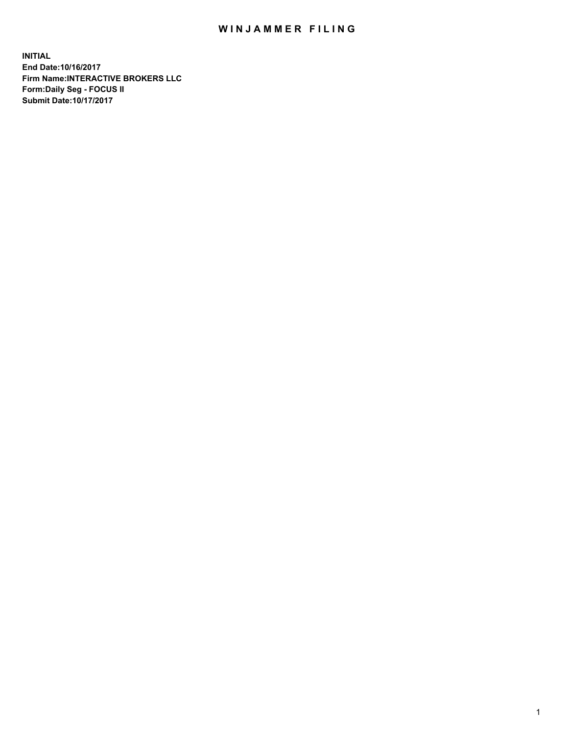# WINJAMMER FILING

**INITIAL**
**End Date:10/16/2017**
**Firm Name:INTERACTIVE BROKERS LLC**
**Form:Daily Seg - FOCUS II**
**Submit Date:10/17/2017**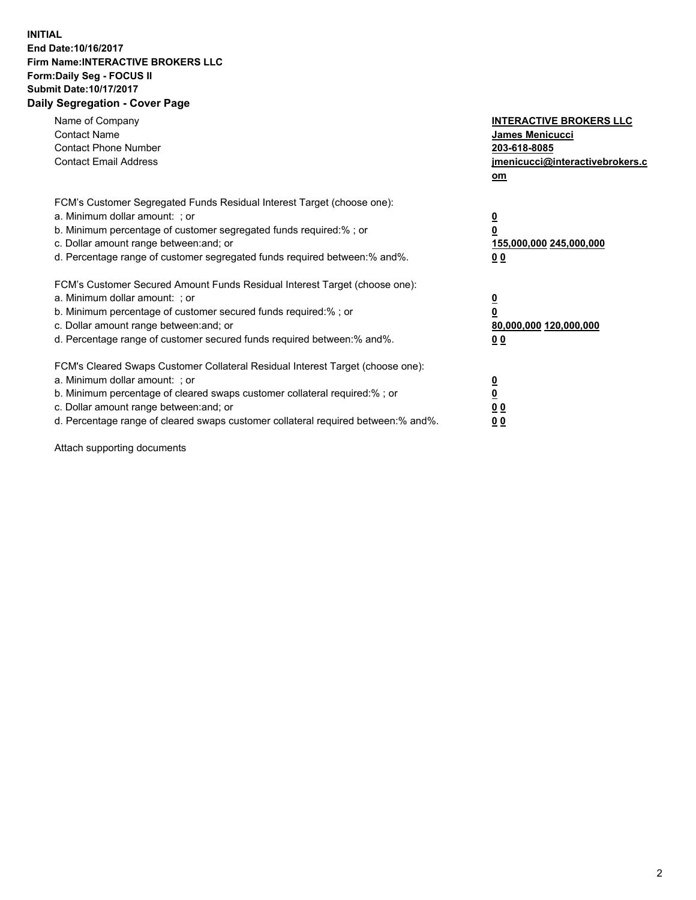**INITIAL**
**End Date:10/16/2017**
**Firm Name:INTERACTIVE BROKERS LLC**
**Form:Daily Seg - FOCUS II**
**Submit Date:10/17/2017**
**Daily Segregation - Cover Page**

| | |
|---|---|
| Name of Company | **INTERACTIVE BROKERS LLC** |
| Contact Name | **James Menicucci** |
| Contact Phone Number | **203-618-8085** |
| Contact Email Address | **jmenicucci@interactivebrokers.com** |

FCM's Customer Segregated Funds Residual Interest Target (choose one):

| | |
|---|---|
| a. Minimum dollar amount: ; or | **0** |
| b. Minimum percentage of customer segregated funds required:% ; or | **0** |
| c. Dollar amount range between:and; or | **155,000,000 245,000,000** |
| d. Percentage range of customer segregated funds required between:% and%. | **0 0** |

FCM's Customer Secured Amount Funds Residual Interest Target (choose one):

| | |
|---|---|
| a. Minimum dollar amount: ; or | **0** |
| b. Minimum percentage of customer secured funds required:% ; or | **0** |
| c. Dollar amount range between:and; or | **80,000,000 120,000,000** |
| d. Percentage range of customer secured funds required between:% and%. | **0 0** |

FCM's Cleared Swaps Customer Collateral Residual Interest Target (choose one):

| | |
|---|---|
| a. Minimum dollar amount: ; or | **0** |
| b. Minimum percentage of cleared swaps customer collateral required:% ; or | **0** |
| c. Dollar amount range between:and; or | **0 0** |
| d. Percentage range of cleared swaps customer collateral required between:% and%. | **0 0** |

Attach supporting documents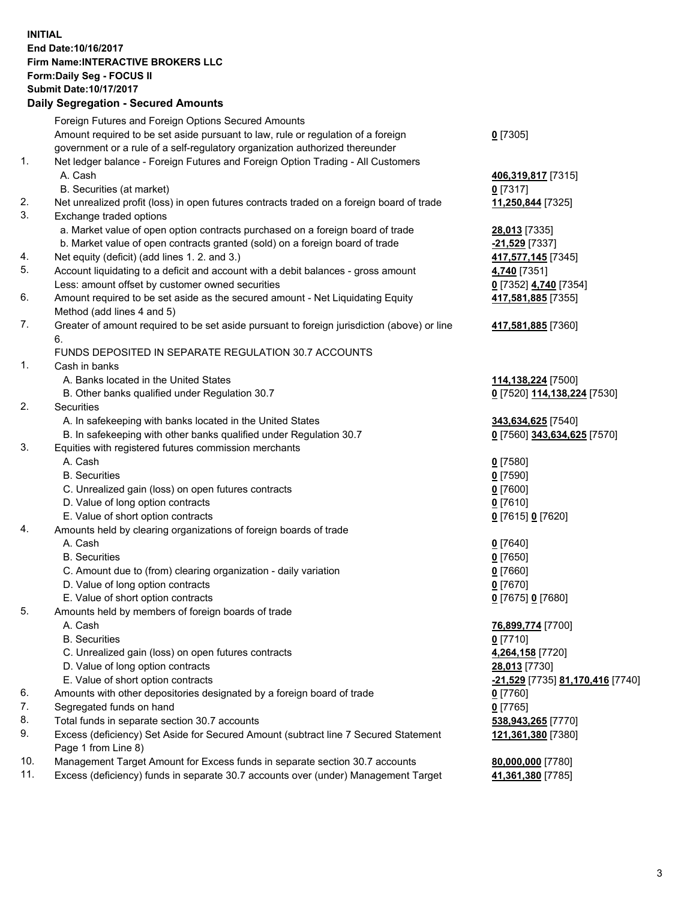**INITIAL**
**End Date:10/16/2017**
**Firm Name:INTERACTIVE BROKERS LLC**
**Form:Daily Seg - FOCUS II**
**Submit Date:10/17/2017**

## Daily Segregation - Secured Amounts

| | | |
|---|---|---|
| | Foreign Futures and Foreign Options Secured Amounts | |
| | Amount required to be set aside pursuant to law, rule or regulation of a foreign government or a rule of a self-regulatory organization authorized thereunder | **0** [7305] |
| 1. | Net ledger balance - Foreign Futures and Foreign Option Trading - All Customers | |
| | A. Cash | **406,319,817** [7315] |
| | B. Securities (at market) | **0** [7317] |
| 2. | Net unrealized profit (loss) in open futures contracts traded on a foreign board of trade | **11,250,844** [7325] |
| 3. | Exchange traded options | |
| | a. Market value of open option contracts purchased on a foreign board of trade | **28,013** [7335] |
| | b. Market value of open contracts granted (sold) on a foreign board of trade | **-21,529** [7337] |
| 4. | Net equity (deficit) (add lines 1. 2. and 3.) | **417,577,145** [7345] |
| 5. | Account liquidating to a deficit and account with a debit balances - gross amount | **4,740** [7351] |
| | Less: amount offset by customer owned securities | **0** [7352] **4,740** [7354] |
| 6. | Amount required to be set aside as the secured amount - Net Liquidating Equity Method (add lines 4 and 5) | **417,581,885** [7355] |
| 7. | Greater of amount required to be set aside pursuant to foreign jurisdiction (above) or line 6. | **417,581,885** [7360] |
| | FUNDS DEPOSITED IN SEPARATE REGULATION 30.7 ACCOUNTS | |
| 1. | Cash in banks | |
| | A. Banks located in the United States | **114,138,224** [7500] |
| | B. Other banks qualified under Regulation 30.7 | **0** [7520] **114,138,224** [7530] |
| 2. | Securities | |
| | A. In safekeeping with banks located in the United States | **343,634,625** [7540] |
| | B. In safekeeping with other banks qualified under Regulation 30.7 | **0** [7560] **343,634,625** [7570] |
| 3. | Equities with registered futures commission merchants | |
| | A. Cash | **0** [7580] |
| | B. Securities | **0** [7590] |
| | C. Unrealized gain (loss) on open futures contracts | **0** [7600] |
| | D. Value of long option contracts | **0** [7610] |
| | E. Value of short option contracts | **0** [7615] **0** [7620] |
| 4. | Amounts held by clearing organizations of foreign boards of trade | |
| | A. Cash | **0** [7640] |
| | B. Securities | **0** [7650] |
| | C. Amount due to (from) clearing organization - daily variation | **0** [7660] |
| | D. Value of long option contracts | **0** [7670] |
| | E. Value of short option contracts | **0** [7675] **0** [7680] |
| 5. | Amounts held by members of foreign boards of trade | |
| | A. Cash | **76,899,774** [7700] |
| | B. Securities | **0** [7710] |
| | C. Unrealized gain (loss) on open futures contracts | **4,264,158** [7720] |
| | D. Value of long option contracts | **28,013** [7730] |
| | E. Value of short option contracts | **-21,529** [7735] **81,170,416** [7740] |
| 6. | Amounts with other depositories designated by a foreign board of trade | **0** [7760] |
| 7. | Segregated funds on hand | **0** [7765] |
| 8. | Total funds in separate section 30.7 accounts | **538,943,265** [7770] |
| 9. | Excess (deficiency) Set Aside for Secured Amount (subtract line 7 Secured Statement Page 1 from Line 8) | **121,361,380** [7380] |
| 10. | Management Target Amount for Excess funds in separate section 30.7 accounts | **80,000,000** [7780] |
| 11. | Excess (deficiency) funds in separate 30.7 accounts over (under) Management Target | **41,361,380** [7785] |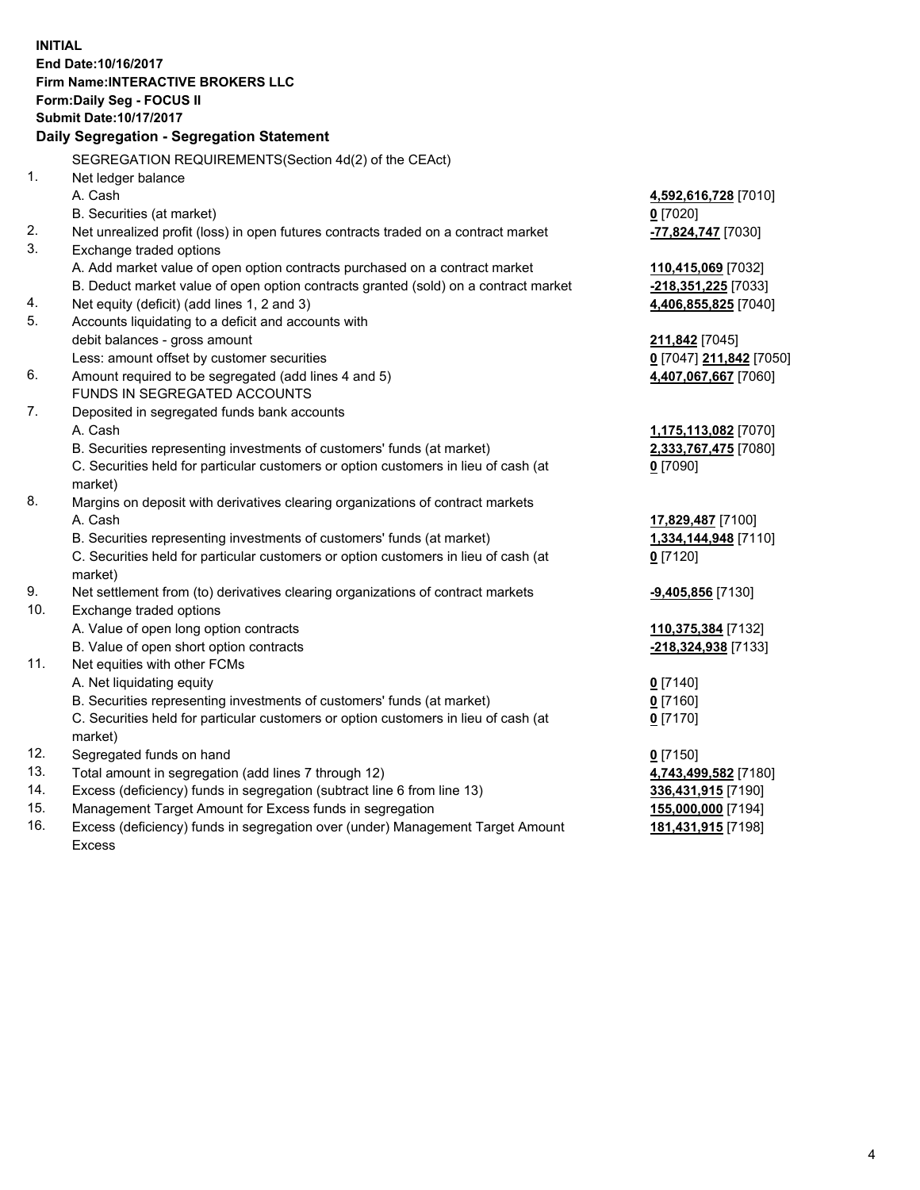**INITIAL**
**End Date:10/16/2017**
**Firm Name:INTERACTIVE BROKERS LLC**
**Form:Daily Seg - FOCUS II**
**Submit Date:10/17/2017**

**Daily Segregation - Segregation Statement**

SEGREGATION REQUIREMENTS(Section 4d(2) of the CEAct)

| | | |
|---|---|---|
| 1. | Net ledger balance | |
| | A. Cash | **4,592,616,728** [7010] |
| | B. Securities (at market) | **0** [7020] |
| 2. | Net unrealized profit (loss) in open futures contracts traded on a contract market | **-77,824,747** [7030] |
| 3. | Exchange traded options | |
| | A. Add market value of open option contracts purchased on a contract market | **110,415,069** [7032] |
| | B. Deduct market value of open option contracts granted (sold) on a contract market | **-218,351,225** [7033] |
| 4. | Net equity (deficit) (add lines 1, 2 and 3) | **4,406,855,825** [7040] |
| 5. | Accounts liquidating to a deficit and accounts with | |
| | debit balances - gross amount | **211,842** [7045] |
| | Less: amount offset by customer securities | **0** [7047] **211,842** [7050] |
| 6. | Amount required to be segregated (add lines 4 and 5) | **4,407,067,667** [7060] |
| | FUNDS IN SEGREGATED ACCOUNTS | |
| 7. | Deposited in segregated funds bank accounts | |
| | A. Cash | **1,175,113,082** [7070] |
| | B. Securities representing investments of customers' funds (at market) | **2,333,767,475** [7080] |
| | C. Securities held for particular customers or option customers in lieu of cash (at market) | **0** [7090] |
| 8. | Margins on deposit with derivatives clearing organizations of contract markets | |
| | A. Cash | **17,829,487** [7100] |
| | B. Securities representing investments of customers' funds (at market) | **1,334,144,948** [7110] |
| | C. Securities held for particular customers or option customers in lieu of cash (at market) | **0** [7120] |
| 9. | Net settlement from (to) derivatives clearing organizations of contract markets | **-9,405,856** [7130] |
| 10. | Exchange traded options | |
| | A. Value of open long option contracts | **110,375,384** [7132] |
| | B. Value of open short option contracts | **-218,324,938** [7133] |
| 11. | Net equities with other FCMs | |
| | A. Net liquidating equity | **0** [7140] |
| | B. Securities representing investments of customers' funds (at market) | **0** [7160] |
| | C. Securities held for particular customers or option customers in lieu of cash (at market) | **0** [7170] |
| 12. | Segregated funds on hand | **0** [7150] |
| 13. | Total amount in segregation (add lines 7 through 12) | **4,743,499,582** [7180] |
| 14. | Excess (deficiency) funds in segregation (subtract line 6 from line 13) | **336,431,915** [7190] |
| 15. | Management Target Amount for Excess funds in segregation | **155,000,000** [7194] |
| 16. | Excess (deficiency) funds in segregation over (under) Management Target Amount Excess | **181,431,915** [7198] |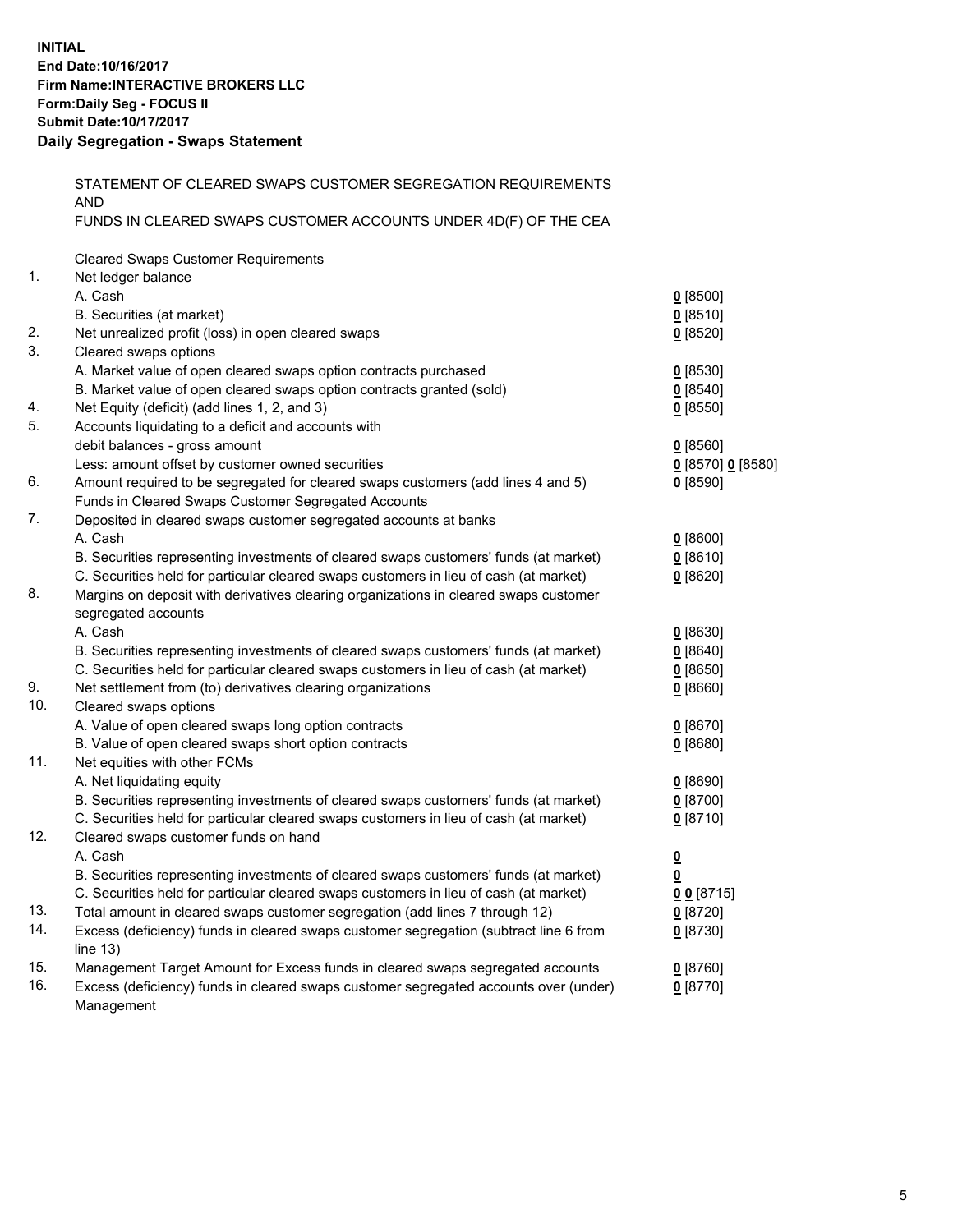**INITIAL**
**End Date:10/16/2017**
**Firm Name:INTERACTIVE BROKERS LLC**
**Form:Daily Seg - FOCUS II**
**Submit Date:10/17/2017**
**Daily Segregation - Swaps Statement**

STATEMENT OF CLEARED SWAPS CUSTOMER SEGREGATION REQUIREMENTS
AND
FUNDS IN CLEARED SWAPS CUSTOMER ACCOUNTS UNDER 4D(F) OF THE CEA

| | | |
|---|---|---|
| | Cleared Swaps Customer Requirements | |
| 1. | Net ledger balance | |
| | A. Cash | 0 [8500] |
| | B. Securities (at market) | 0 [8510] |
| 2. | Net unrealized profit (loss) in open cleared swaps | 0 [8520] |
| 3. | Cleared swaps options | |
| | A. Market value of open cleared swaps option contracts purchased | 0 [8530] |
| | B. Market value of open cleared swaps option contracts granted (sold) | 0 [8540] |
| 4. | Net Equity (deficit) (add lines 1, 2, and 3) | 0 [8550] |
| 5. | Accounts liquidating to a deficit and accounts with | |
| | debit balances - gross amount | 0 [8560] |
| | Less: amount offset by customer owned securities | 0 [8570] 0 [8580] |
| 6. | Amount required to be segregated for cleared swaps customers (add lines 4 and 5) | 0 [8590] |
| | Funds in Cleared Swaps Customer Segregated Accounts | |
| 7. | Deposited in cleared swaps customer segregated accounts at banks | |
| | A. Cash | 0 [8600] |
| | B. Securities representing investments of cleared swaps customers' funds (at market) | 0 [8610] |
| | C. Securities held for particular cleared swaps customers in lieu of cash (at market) | 0 [8620] |
| 8. | Margins on deposit with derivatives clearing organizations in cleared swaps customer segregated accounts | |
| | A. Cash | 0 [8630] |
| | B. Securities representing investments of cleared swaps customers' funds (at market) | 0 [8640] |
| | C. Securities held for particular cleared swaps customers in lieu of cash (at market) | 0 [8650] |
| 9. | Net settlement from (to) derivatives clearing organizations | 0 [8660] |
| 10. | Cleared swaps options | |
| | A. Value of open cleared swaps long option contracts | 0 [8670] |
| | B. Value of open cleared swaps short option contracts | 0 [8680] |
| 11. | Net equities with other FCMs | |
| | A. Net liquidating equity | 0 [8690] |
| | B. Securities representing investments of cleared swaps customers' funds (at market) | 0 [8700] |
| | C. Securities held for particular cleared swaps customers in lieu of cash (at market) | 0 [8710] |
| 12. | Cleared swaps customer funds on hand | |
| | A. Cash | 0 |
| | B. Securities representing investments of cleared swaps customers' funds (at market) | 0 |
| | C. Securities held for particular cleared swaps customers in lieu of cash (at market) | 0 0 [8715] |
| 13. | Total amount in cleared swaps customer segregation (add lines 7 through 12) | 0 [8720] |
| 14. | Excess (deficiency) funds in cleared swaps customer segregation (subtract line 6 from line 13) | 0 [8730] |
| 15. | Management Target Amount for Excess funds in cleared swaps segregated accounts | 0 [8760] |
| 16. | Excess (deficiency) funds in cleared swaps customer segregated accounts over (under) Management | 0 [8770] |